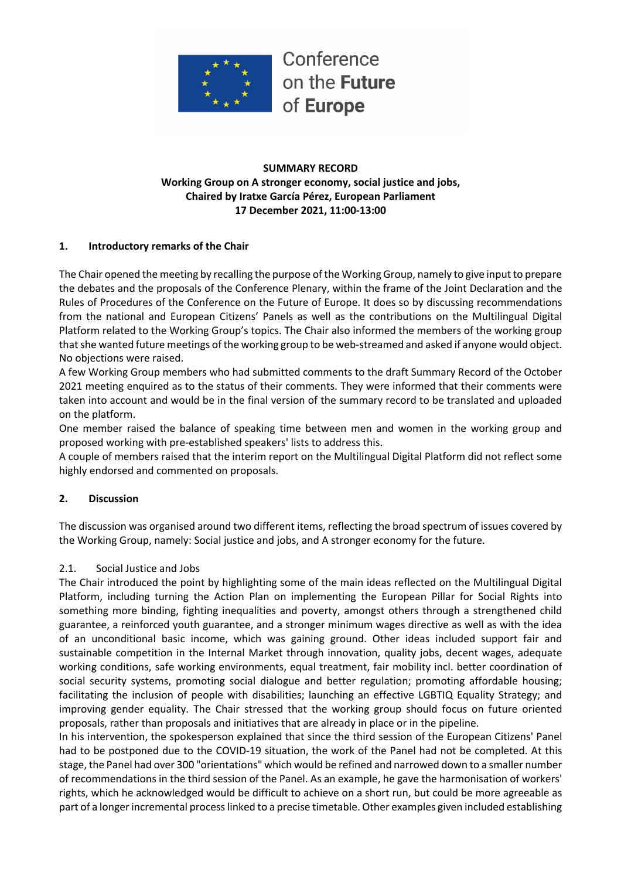Conference on the **Future** of **Europe**

**SUMMARY RECORD**
**Working Group on A stronger economy, social justice and jobs,**
**Chaired by Iratxe García Pérez, European Parliament**
**17 December 2021, 11:00-13:00**

## 1. Introductory remarks of the Chair

The Chair opened the meeting by recalling the purpose of the Working Group, namely to give input to prepare the debates and the proposals of the Conference Plenary, within the frame of the Joint Declaration and the Rules of Procedures of the Conference on the Future of Europe. It does so by discussing recommendations from the national and European Citizens' Panels as well as the contributions on the Multilingual Digital Platform related to the Working Group's topics. The Chair also informed the members of the working group that she wanted future meetings of the working group to be web-streamed and asked if anyone would object. No objections were raised.

A few Working Group members who had submitted comments to the draft Summary Record of the October 2021 meeting enquired as to the status of their comments. They were informed that their comments were taken into account and would be in the final version of the summary record to be translated and uploaded on the platform.

One member raised the balance of speaking time between men and women in the working group and proposed working with pre-established speakers' lists to address this.

A couple of members raised that the interim report on the Multilingual Digital Platform did not reflect some highly endorsed and commented on proposals.

## 2. Discussion

The discussion was organised around two different items, reflecting the broad spectrum of issues covered by the Working Group, namely: Social justice and jobs, and A stronger economy for the future.

### 2.1. Social Justice and Jobs

The Chair introduced the point by highlighting some of the main ideas reflected on the Multilingual Digital Platform, including turning the Action Plan on implementing the European Pillar for Social Rights into something more binding, fighting inequalities and poverty, amongst others through a strengthened child guarantee, a reinforced youth guarantee, and a stronger minimum wages directive as well as with the idea of an unconditional basic income, which was gaining ground. Other ideas included support fair and sustainable competition in the Internal Market through innovation, quality jobs, decent wages, adequate working conditions, safe working environments, equal treatment, fair mobility incl. better coordination of social security systems, promoting social dialogue and better regulation; promoting affordable housing; facilitating the inclusion of people with disabilities; launching an effective LGBTIQ Equality Strategy; and improving gender equality. The Chair stressed that the working group should focus on future oriented proposals, rather than proposals and initiatives that are already in place or in the pipeline.

In his intervention, the spokesperson explained that since the third session of the European Citizens' Panel had to be postponed due to the COVID-19 situation, the work of the Panel had not be completed. At this stage, the Panel had over 300 "orientations" which would be refined and narrowed down to a smaller number of recommendations in the third session of the Panel. As an example, he gave the harmonisation of workers' rights, which he acknowledged would be difficult to achieve on a short run, but could be more agreeable as part of a longer incremental process linked to a precise timetable. Other examples given included establishing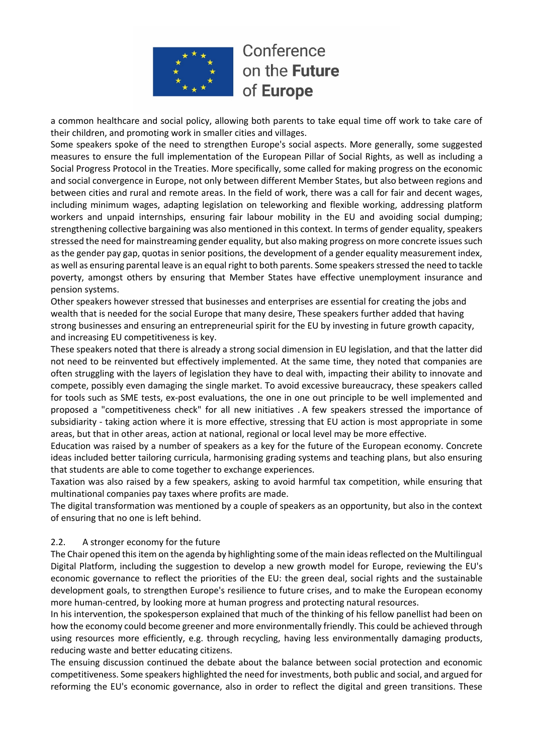a common healthcare and social policy, allowing both parents to take equal time off work to take care of their children, and promoting work in smaller cities and villages.

Some speakers spoke of the need to strengthen Europe's social aspects. More generally, some suggested measures to ensure the full implementation of the European Pillar of Social Rights, as well as including a Social Progress Protocol in the Treaties. More specifically, some called for making progress on the economic and social convergence in Europe, not only between different Member States, but also between regions and between cities and rural and remote areas. In the field of work, there was a call for fair and decent wages, including minimum wages, adapting legislation on teleworking and flexible working, addressing platform workers and unpaid internships, ensuring fair labour mobility in the EU and avoiding social dumping; strengthening collective bargaining was also mentioned in this context. In terms of gender equality, speakers stressed the need for mainstreaming gender equality, but also making progress on more concrete issues such as the gender pay gap, quotas in senior positions, the development of a gender equality measurement index, as well as ensuring parental leave is an equal right to both parents. Some speakers stressed the need to tackle poverty, amongst others by ensuring that Member States have effective unemployment insurance and pension systems.

Other speakers however stressed that businesses and enterprises are essential for creating the jobs and wealth that is needed for the social Europe that many desire, These speakers further added that having strong businesses and ensuring an entrepreneurial spirit for the EU by investing in future growth capacity, and increasing EU competitiveness is key.

These speakers noted that there is already a strong social dimension in EU legislation, and that the latter did not need to be reinvented but effectively implemented. At the same time, they noted that companies are often struggling with the layers of legislation they have to deal with, impacting their ability to innovate and compete, possibly even damaging the single market. To avoid excessive bureaucracy, these speakers called for tools such as SME tests, ex-post evaluations, the one in one out principle to be well implemented and proposed a "competitiveness check" for all new initiatives . A few speakers stressed the importance of subsidiarity - taking action where it is more effective, stressing that EU action is most appropriate in some areas, but that in other areas, action at national, regional or local level may be more effective.

Education was raised by a number of speakers as a key for the future of the European economy. Concrete ideas included better tailoring curricula, harmonising grading systems and teaching plans, but also ensuring that students are able to come together to exchange experiences.

Taxation was also raised by a few speakers, asking to avoid harmful tax competition, while ensuring that multinational companies pay taxes where profits are made.

The digital transformation was mentioned by a couple of speakers as an opportunity, but also in the context of ensuring that no one is left behind.

### 2.2. A stronger economy for the future

The Chair opened this item on the agenda by highlighting some of the main ideas reflected on the Multilingual Digital Platform, including the suggestion to develop a new growth model for Europe, reviewing the EU's economic governance to reflect the priorities of the EU: the green deal, social rights and the sustainable development goals, to strengthen Europe's resilience to future crises, and to make the European economy more human-centred, by looking more at human progress and protecting natural resources.

In his intervention, the spokesperson explained that much of the thinking of his fellow panellist had been on how the economy could become greener and more environmentally friendly. This could be achieved through using resources more efficiently, e.g. through recycling, having less environmentally damaging products, reducing waste and better educating citizens.

The ensuing discussion continued the debate about the balance between social protection and economic competitiveness. Some speakers highlighted the need for investments, both public and social, and argued for reforming the EU's economic governance, also in order to reflect the digital and green transitions. These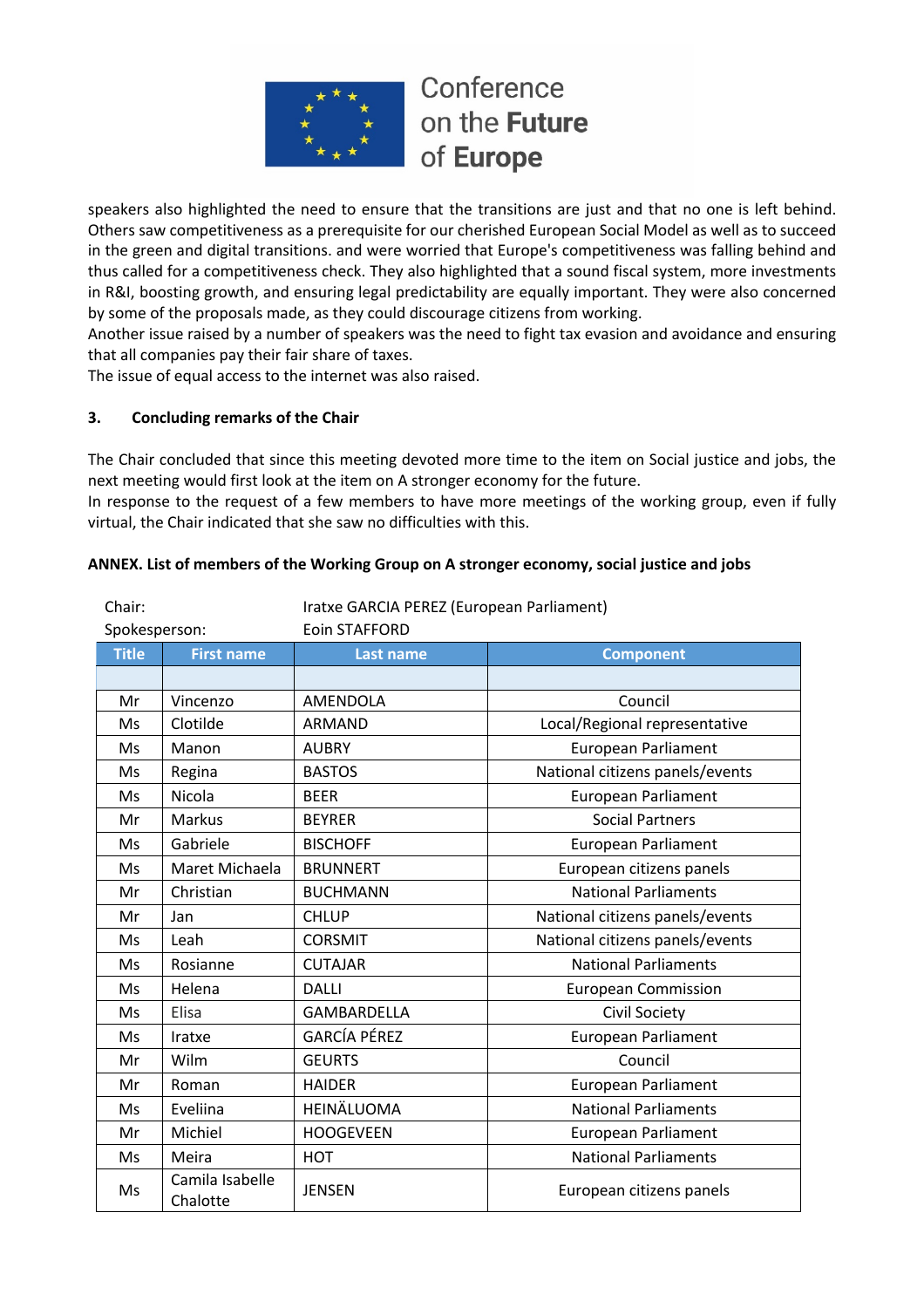speakers also highlighted the need to ensure that the transitions are just and that no one is left behind. Others saw competitiveness as a prerequisite for our cherished European Social Model as well as to succeed in the green and digital transitions. and were worried that Europe's competitiveness was falling behind and thus called for a competitiveness check. They also highlighted that a sound fiscal system, more investments in R&I, boosting growth, and ensuring legal predictability are equally important. They were also concerned by some of the proposals made, as they could discourage citizens from working.
Another issue raised by a number of speakers was the need to fight tax evasion and avoidance and ensuring that all companies pay their fair share of taxes.
The issue of equal access to the internet was also raised.

## 3. Concluding remarks of the Chair

The Chair concluded that since this meeting devoted more time to the item on Social justice and jobs, the next meeting would first look at the item on A stronger economy for the future.
In response to the request of a few members to have more meetings of the working group, even if fully virtual, the Chair indicated that she saw no difficulties with this.

**ANNEX. List of members of the Working Group on A stronger economy, social justice and jobs**

Chair: Iratxe GARCIA PEREZ (European Parliament)
Spokesperson: Eoin STAFFORD

| Title | First name | Last name | Component |
|---|---|---|---|
| | | | |
| Mr | Vincenzo | AMENDOLA | Council |
| Ms | Clotilde | ARMAND | Local/Regional representative |
| Ms | Manon | AUBRY | European Parliament |
| Ms | Regina | BASTOS | National citizens panels/events |
| Ms | Nicola | BEER | European Parliament |
| Mr | Markus | BEYRER | Social Partners |
| Ms | Gabriele | BISCHOFF | European Parliament |
| Ms | Maret Michaela | BRUNNERT | European citizens panels |
| Mr | Christian | BUCHMANN | National Parliaments |
| Mr | Jan | CHLUP | National citizens panels/events |
| Ms | Leah | CORSMIT | National citizens panels/events |
| Ms | Rosianne | CUTAJAR | National Parliaments |
| Ms | Helena | DALLI | European Commission |
| Ms | Elisa | GAMBARDELLA | Civil Society |
| Ms | Iratxe | GARCÍA PÉREZ | European Parliament |
| Mr | Wilm | GEURTS | Council |
| Mr | Roman | HAIDER | European Parliament |
| Ms | Eveliina | HEINÄLUOMA | National Parliaments |
| Mr | Michiel | HOOGEVEEN | European Parliament |
| Ms | Meira | HOT | National Parliaments |
| Ms | Camila Isabelle Chalotte | JENSEN | European citizens panels |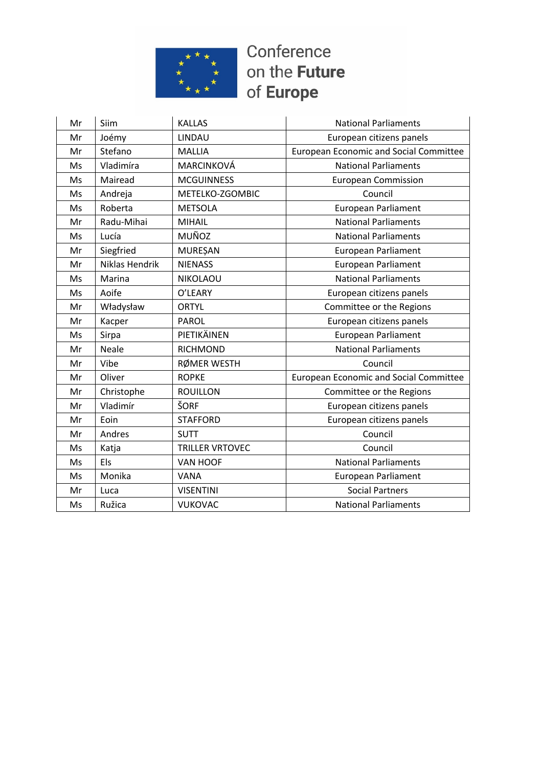Conference on the **Future** of **Europe**

| | | | |
|---|---|---|---|
| Mr | Siim | KALLAS | National Parliaments |
| Mr | Joémy | LINDAU | European citizens panels |
| Mr | Stefano | MALLIA | European Economic and Social Committee |
| Ms | Vladimíra | MARCINKOVÁ | National Parliaments |
| Ms | Mairead | MCGUINNESS | European Commission |
| Ms | Andreja | METELKO-ZGOMBIC | Council |
| Ms | Roberta | METSOLA | European Parliament |
| Mr | Radu-Mihai | MIHAIL | National Parliaments |
| Ms | Lucía | MUÑOZ | National Parliaments |
| Mr | Siegfried | MUREȘAN | European Parliament |
| Mr | Niklas Hendrik | NIENASS | European Parliament |
| Ms | Marina | NIKOLAOU | National Parliaments |
| Ms | Aoife | O'LEARY | European citizens panels |
| Mr | Władysław | ORTYL | Committee or the Regions |
| Mr | Kacper | PAROL | European citizens panels |
| Ms | Sirpa | PIETIKÄINEN | European Parliament |
| Mr | Neale | RICHMOND | National Parliaments |
| Mr | Vibe | RØMER WESTH | Council |
| Mr | Oliver | ROPKE | European Economic and Social Committee |
| Mr | Christophe | ROUILLON | Committee or the Regions |
| Mr | Vladimír | ŠORF | European citizens panels |
| Mr | Eoin | STAFFORD | European citizens panels |
| Mr | Andres | SUTT | Council |
| Ms | Katja | TRILLER VRTOVEC | Council |
| Ms | Els | VAN HOOF | National Parliaments |
| Ms | Monika | VANA | European Parliament |
| Mr | Luca | VISENTINI | Social Partners |
| Ms | Ružica | VUKOVAC | National Parliaments |